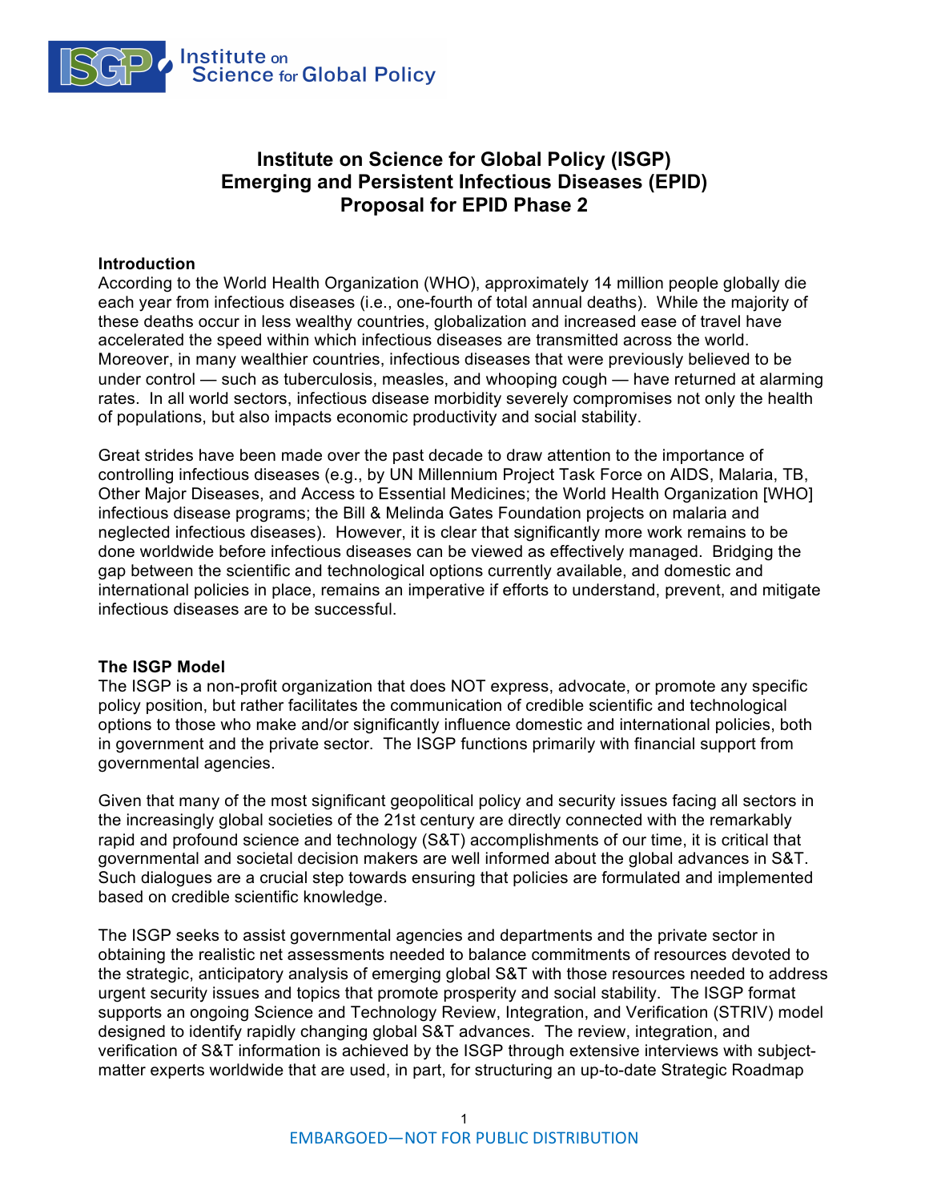# Institute on Science for Global Policy (ISGP)
# Emerging and Persistent Infectious Diseases (EPID)
# Proposal for EPID Phase 2

## Introduction

According to the World Health Organization (WHO), approximately 14 million people globally die each year from infectious diseases (i.e., one-fourth of total annual deaths). While the majority of these deaths occur in less wealthy countries, globalization and increased ease of travel have accelerated the speed within which infectious diseases are transmitted across the world. Moreover, in many wealthier countries, infectious diseases that were previously believed to be under control — such as tuberculosis, measles, and whooping cough — have returned at alarming rates. In all world sectors, infectious disease morbidity severely compromises not only the health of populations, but also impacts economic productivity and social stability.

Great strides have been made over the past decade to draw attention to the importance of controlling infectious diseases (e.g., by UN Millennium Project Task Force on AIDS, Malaria, TB, Other Major Diseases, and Access to Essential Medicines; the World Health Organization [WHO] infectious disease programs; the Bill & Melinda Gates Foundation projects on malaria and neglected infectious diseases). However, it is clear that significantly more work remains to be done worldwide before infectious diseases can be viewed as effectively managed. Bridging the gap between the scientific and technological options currently available, and domestic and international policies in place, remains an imperative if efforts to understand, prevent, and mitigate infectious diseases are to be successful.

## The ISGP Model

The ISGP is a non-profit organization that does NOT express, advocate, or promote any specific policy position, but rather facilitates the communication of credible scientific and technological options to those who make and/or significantly influence domestic and international policies, both in government and the private sector. The ISGP functions primarily with financial support from governmental agencies.

Given that many of the most significant geopolitical policy and security issues facing all sectors in the increasingly global societies of the 21st century are directly connected with the remarkably rapid and profound science and technology (S&T) accomplishments of our time, it is critical that governmental and societal decision makers are well informed about the global advances in S&T. Such dialogues are a crucial step towards ensuring that policies are formulated and implemented based on credible scientific knowledge.

The ISGP seeks to assist governmental agencies and departments and the private sector in obtaining the realistic net assessments needed to balance commitments of resources devoted to the strategic, anticipatory analysis of emerging global S&T with those resources needed to address urgent security issues and topics that promote prosperity and social stability. The ISGP format supports an ongoing Science and Technology Review, Integration, and Verification (STRIV) model designed to identify rapidly changing global S&T advances. The review, integration, and verification of S&T information is achieved by the ISGP through extensive interviews with subject-matter experts worldwide that are used, in part, for structuring an up-to-date Strategic Roadmap

EMBARGOED—NOT FOR PUBLIC DISTRIBUTION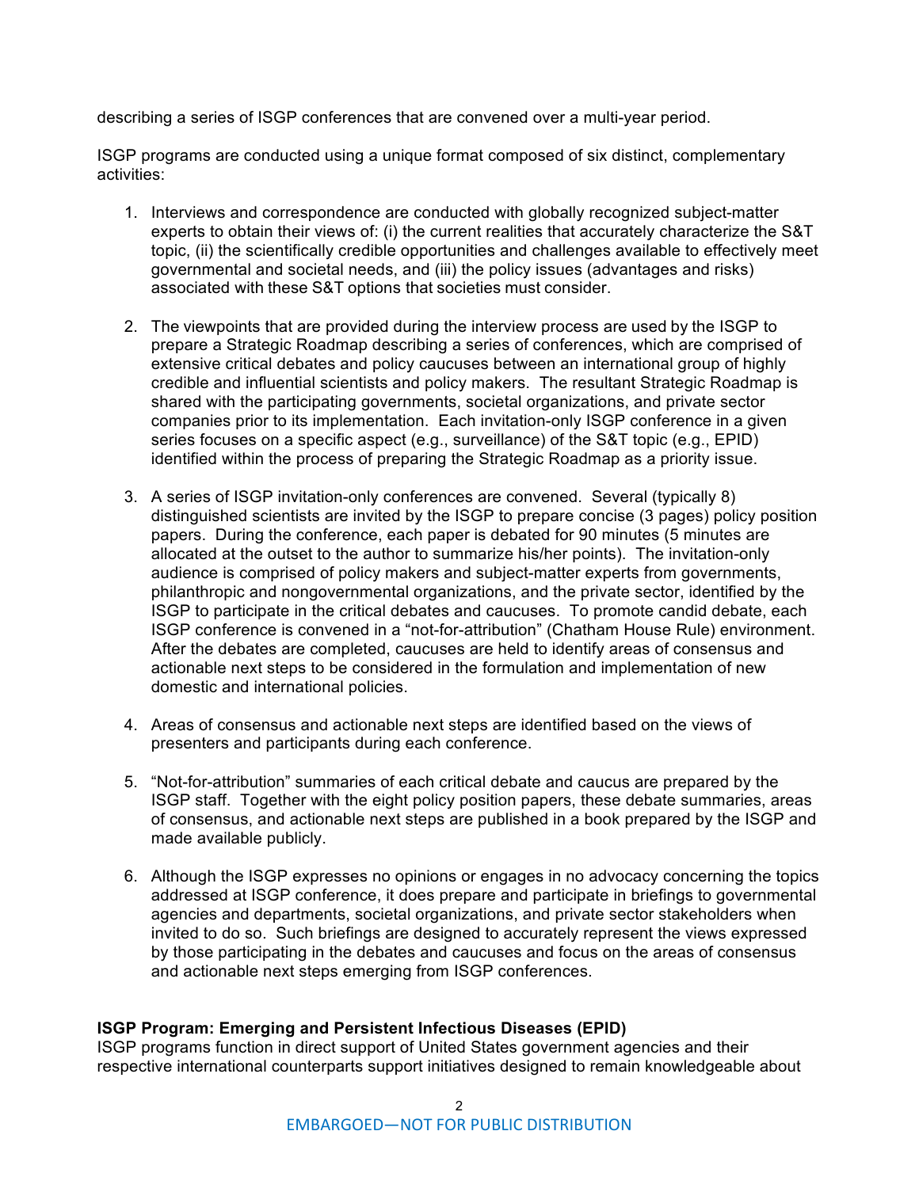describing a series of ISGP conferences that are convened over a multi-year period.

ISGP programs are conducted using a unique format composed of six distinct, complementary activities:

1. Interviews and correspondence are conducted with globally recognized subject-matter experts to obtain their views of: (i) the current realities that accurately characterize the S&T topic, (ii) the scientifically credible opportunities and challenges available to effectively meet governmental and societal needs, and (iii) the policy issues (advantages and risks) associated with these S&T options that societies must consider.

2. The viewpoints that are provided during the interview process are used by the ISGP to prepare a Strategic Roadmap describing a series of conferences, which are comprised of extensive critical debates and policy caucuses between an international group of highly credible and influential scientists and policy makers. The resultant Strategic Roadmap is shared with the participating governments, societal organizations, and private sector companies prior to its implementation. Each invitation-only ISGP conference in a given series focuses on a specific aspect (e.g., surveillance) of the S&T topic (e.g., EPID) identified within the process of preparing the Strategic Roadmap as a priority issue.

3. A series of ISGP invitation-only conferences are convened. Several (typically 8) distinguished scientists are invited by the ISGP to prepare concise (3 pages) policy position papers. During the conference, each paper is debated for 90 minutes (5 minutes are allocated at the outset to the author to summarize his/her points). The invitation-only audience is comprised of policy makers and subject-matter experts from governments, philanthropic and nongovernmental organizations, and the private sector, identified by the ISGP to participate in the critical debates and caucuses. To promote candid debate, each ISGP conference is convened in a "not-for-attribution" (Chatham House Rule) environment. After the debates are completed, caucuses are held to identify areas of consensus and actionable next steps to be considered in the formulation and implementation of new domestic and international policies.

4. Areas of consensus and actionable next steps are identified based on the views of presenters and participants during each conference.

5. "Not-for-attribution" summaries of each critical debate and caucus are prepared by the ISGP staff. Together with the eight policy position papers, these debate summaries, areas of consensus, and actionable next steps are published in a book prepared by the ISGP and made available publicly.

6. Although the ISGP expresses no opinions or engages in no advocacy concerning the topics addressed at ISGP conference, it does prepare and participate in briefings to governmental agencies and departments, societal organizations, and private sector stakeholders when invited to do so. Such briefings are designed to accurately represent the views expressed by those participating in the debates and caucuses and focus on the areas of consensus and actionable next steps emerging from ISGP conferences.

**ISGP Program: Emerging and Persistent Infectious Diseases (EPID)**

ISGP programs function in direct support of United States government agencies and their respective international counterparts support initiatives designed to remain knowledgeable about

EMBARGOED—NOT FOR PUBLIC DISTRIBUTION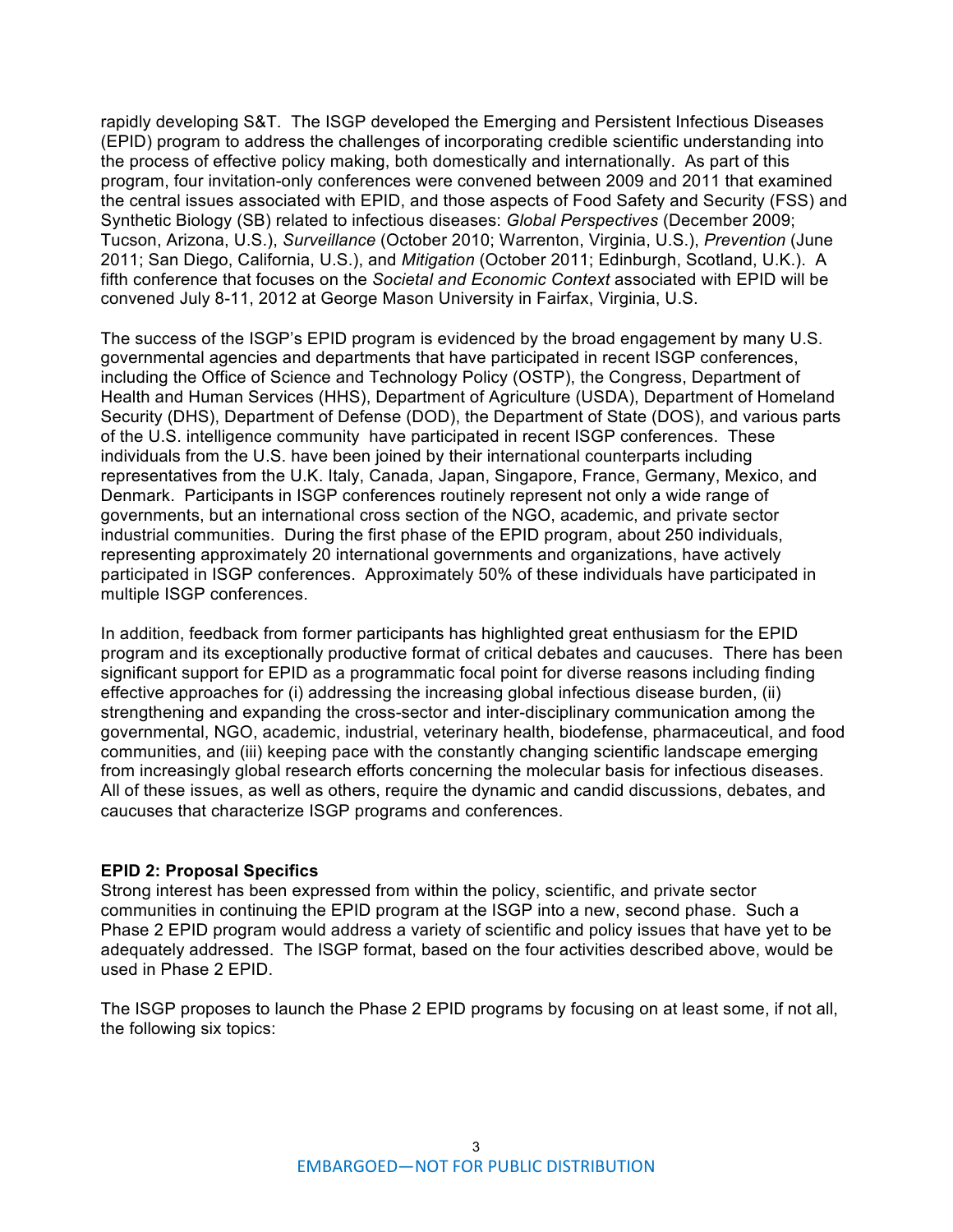rapidly developing S&T. The ISGP developed the Emerging and Persistent Infectious Diseases (EPID) program to address the challenges of incorporating credible scientific understanding into the process of effective policy making, both domestically and internationally. As part of this program, four invitation-only conferences were convened between 2009 and 2011 that examined the central issues associated with EPID, and those aspects of Food Safety and Security (FSS) and Synthetic Biology (SB) related to infectious diseases: *Global Perspectives* (December 2009; Tucson, Arizona, U.S.), *Surveillance* (October 2010; Warrenton, Virginia, U.S.), *Prevention* (June 2011; San Diego, California, U.S.), and *Mitigation* (October 2011; Edinburgh, Scotland, U.K.). A fifth conference that focuses on the *Societal and Economic Context* associated with EPID will be convened July 8-11, 2012 at George Mason University in Fairfax, Virginia, U.S.

The success of the ISGP's EPID program is evidenced by the broad engagement by many U.S. governmental agencies and departments that have participated in recent ISGP conferences, including the Office of Science and Technology Policy (OSTP), the Congress, Department of Health and Human Services (HHS), Department of Agriculture (USDA), Department of Homeland Security (DHS), Department of Defense (DOD), the Department of State (DOS), and various parts of the U.S. intelligence community have participated in recent ISGP conferences. These individuals from the U.S. have been joined by their international counterparts including representatives from the U.K. Italy, Canada, Japan, Singapore, France, Germany, Mexico, and Denmark. Participants in ISGP conferences routinely represent not only a wide range of governments, but an international cross section of the NGO, academic, and private sector industrial communities. During the first phase of the EPID program, about 250 individuals, representing approximately 20 international governments and organizations, have actively participated in ISGP conferences. Approximately 50% of these individuals have participated in multiple ISGP conferences.

In addition, feedback from former participants has highlighted great enthusiasm for the EPID program and its exceptionally productive format of critical debates and caucuses. There has been significant support for EPID as a programmatic focal point for diverse reasons including finding effective approaches for (i) addressing the increasing global infectious disease burden, (ii) strengthening and expanding the cross-sector and inter-disciplinary communication among the governmental, NGO, academic, industrial, veterinary health, biodefense, pharmaceutical, and food communities, and (iii) keeping pace with the constantly changing scientific landscape emerging from increasingly global research efforts concerning the molecular basis for infectious diseases. All of these issues, as well as others, require the dynamic and candid discussions, debates, and caucuses that characterize ISGP programs and conferences.

**EPID 2: Proposal Specifics**

Strong interest has been expressed from within the policy, scientific, and private sector communities in continuing the EPID program at the ISGP into a new, second phase. Such a Phase 2 EPID program would address a variety of scientific and policy issues that have yet to be adequately addressed. The ISGP format, based on the four activities described above, would be used in Phase 2 EPID.

The ISGP proposes to launch the Phase 2 EPID programs by focusing on at least some, if not all, the following six topics: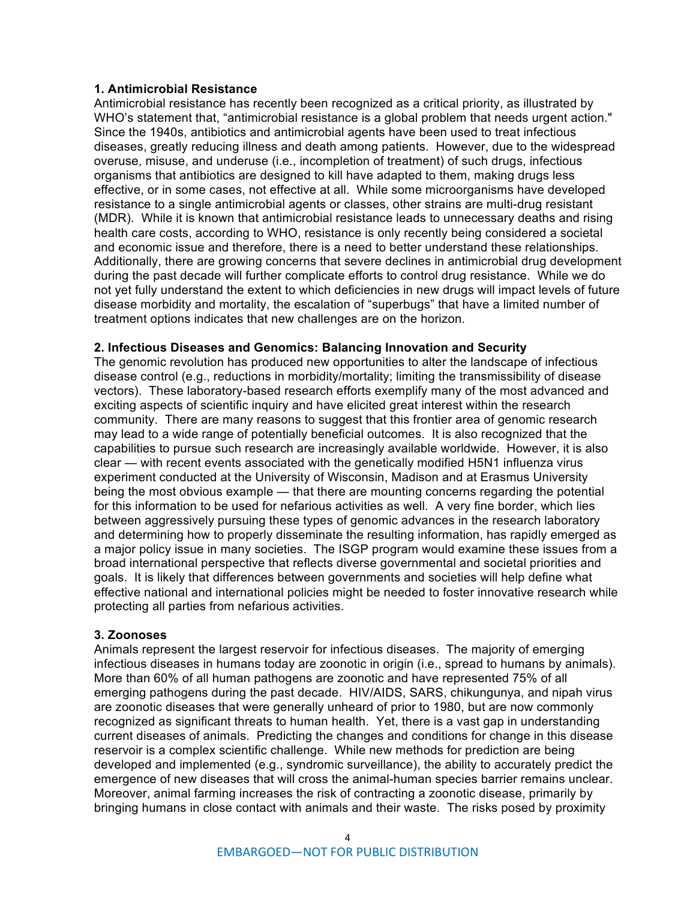**1. Antimicrobial Resistance**

Antimicrobial resistance has recently been recognized as a critical priority, as illustrated by WHO's statement that, "antimicrobial resistance is a global problem that needs urgent action." Since the 1940s, antibiotics and antimicrobial agents have been used to treat infectious diseases, greatly reducing illness and death among patients. However, due to the widespread overuse, misuse, and underuse (i.e., incompletion of treatment) of such drugs, infectious organisms that antibiotics are designed to kill have adapted to them, making drugs less effective, or in some cases, not effective at all. While some microorganisms have developed resistance to a single antimicrobial agents or classes, other strains are multi-drug resistant (MDR). While it is known that antimicrobial resistance leads to unnecessary deaths and rising health care costs, according to WHO, resistance is only recently being considered a societal and economic issue and therefore, there is a need to better understand these relationships. Additionally, there are growing concerns that severe declines in antimicrobial drug development during the past decade will further complicate efforts to control drug resistance. While we do not yet fully understand the extent to which deficiencies in new drugs will impact levels of future disease morbidity and mortality, the escalation of "superbugs" that have a limited number of treatment options indicates that new challenges are on the horizon.

**2. Infectious Diseases and Genomics: Balancing Innovation and Security**

The genomic revolution has produced new opportunities to alter the landscape of infectious disease control (e.g., reductions in morbidity/mortality; limiting the transmissibility of disease vectors). These laboratory-based research efforts exemplify many of the most advanced and exciting aspects of scientific inquiry and have elicited great interest within the research community. There are many reasons to suggest that this frontier area of genomic research may lead to a wide range of potentially beneficial outcomes. It is also recognized that the capabilities to pursue such research are increasingly available worldwide. However, it is also clear — with recent events associated with the genetically modified H5N1 influenza virus experiment conducted at the University of Wisconsin, Madison and at Erasmus University being the most obvious example — that there are mounting concerns regarding the potential for this information to be used for nefarious activities as well. A very fine border, which lies between aggressively pursuing these types of genomic advances in the research laboratory and determining how to properly disseminate the resulting information, has rapidly emerged as a major policy issue in many societies. The ISGP program would examine these issues from a broad international perspective that reflects diverse governmental and societal priorities and goals. It is likely that differences between governments and societies will help define what effective national and international policies might be needed to foster innovative research while protecting all parties from nefarious activities.

**3. Zoonoses**

Animals represent the largest reservoir for infectious diseases. The majority of emerging infectious diseases in humans today are zoonotic in origin (i.e., spread to humans by animals). More than 60% of all human pathogens are zoonotic and have represented 75% of all emerging pathogens during the past decade. HIV/AIDS, SARS, chikungunya, and nipah virus are zoonotic diseases that were generally unheard of prior to 1980, but are now commonly recognized as significant threats to human health. Yet, there is a vast gap in understanding current diseases of animals. Predicting the changes and conditions for change in this disease reservoir is a complex scientific challenge. While new methods for prediction are being developed and implemented (e.g., syndromic surveillance), the ability to accurately predict the emergence of new diseases that will cross the animal-human species barrier remains unclear. Moreover, animal farming increases the risk of contracting a zoonotic disease, primarily by bringing humans in close contact with animals and their waste. The risks posed by proximity

EMBARGOED—NOT FOR PUBLIC DISTRIBUTION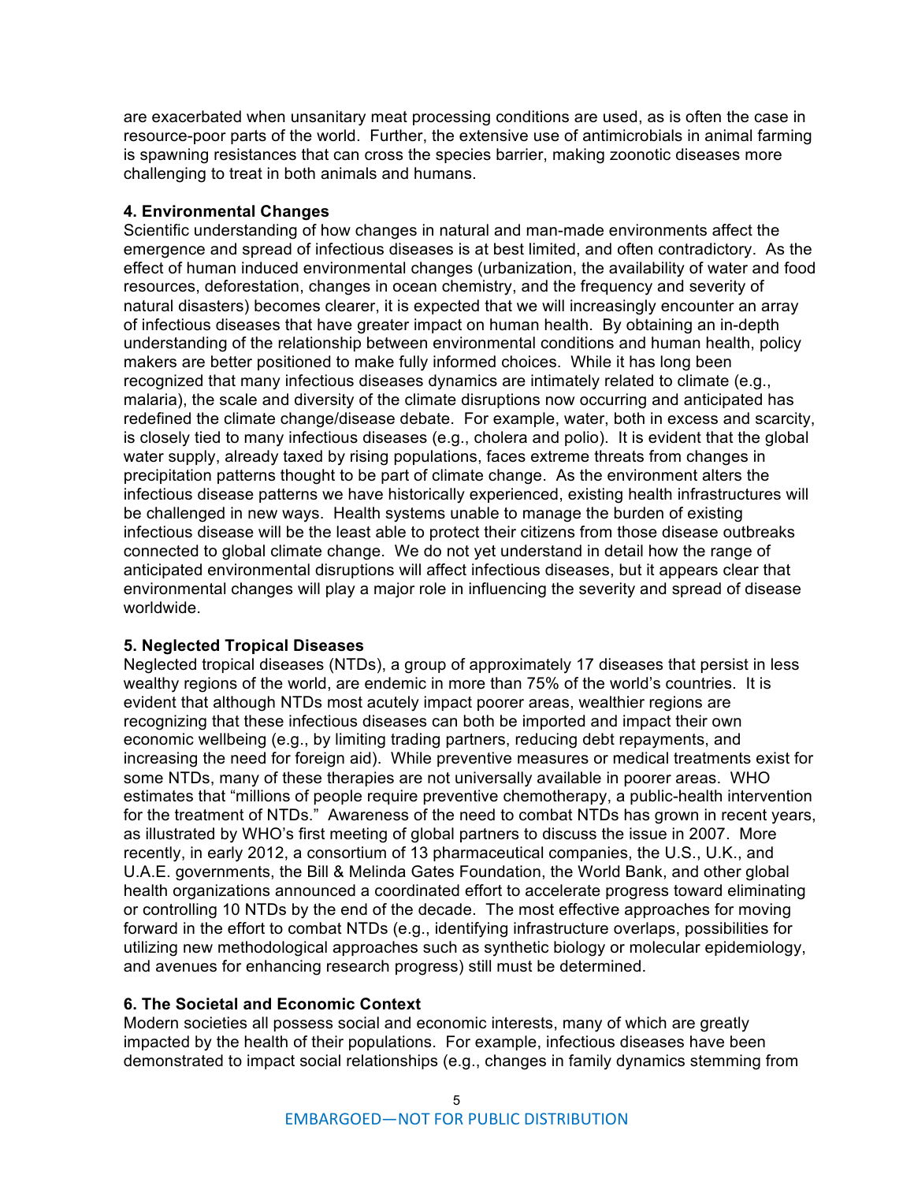are exacerbated when unsanitary meat processing conditions are used, as is often the case in resource-poor parts of the world. Further, the extensive use of antimicrobials in animal farming is spawning resistances that can cross the species barrier, making zoonotic diseases more challenging to treat in both animals and humans.

**4. Environmental Changes**

Scientific understanding of how changes in natural and man-made environments affect the emergence and spread of infectious diseases is at best limited, and often contradictory. As the effect of human induced environmental changes (urbanization, the availability of water and food resources, deforestation, changes in ocean chemistry, and the frequency and severity of natural disasters) becomes clearer, it is expected that we will increasingly encounter an array of infectious diseases that have greater impact on human health. By obtaining an in-depth understanding of the relationship between environmental conditions and human health, policy makers are better positioned to make fully informed choices. While it has long been recognized that many infectious diseases dynamics are intimately related to climate (e.g., malaria), the scale and diversity of the climate disruptions now occurring and anticipated has redefined the climate change/disease debate. For example, water, both in excess and scarcity, is closely tied to many infectious diseases (e.g., cholera and polio). It is evident that the global water supply, already taxed by rising populations, faces extreme threats from changes in precipitation patterns thought to be part of climate change. As the environment alters the infectious disease patterns we have historically experienced, existing health infrastructures will be challenged in new ways. Health systems unable to manage the burden of existing infectious disease will be the least able to protect their citizens from those disease outbreaks connected to global climate change. We do not yet understand in detail how the range of anticipated environmental disruptions will affect infectious diseases, but it appears clear that environmental changes will play a major role in influencing the severity and spread of disease worldwide.

**5. Neglected Tropical Diseases**

Neglected tropical diseases (NTDs), a group of approximately 17 diseases that persist in less wealthy regions of the world, are endemic in more than 75% of the world's countries. It is evident that although NTDs most acutely impact poorer areas, wealthier regions are recognizing that these infectious diseases can both be imported and impact their own economic wellbeing (e.g., by limiting trading partners, reducing debt repayments, and increasing the need for foreign aid). While preventive measures or medical treatments exist for some NTDs, many of these therapies are not universally available in poorer areas. WHO estimates that "millions of people require preventive chemotherapy, a public-health intervention for the treatment of NTDs." Awareness of the need to combat NTDs has grown in recent years, as illustrated by WHO's first meeting of global partners to discuss the issue in 2007. More recently, in early 2012, a consortium of 13 pharmaceutical companies, the U.S., U.K., and U.A.E. governments, the Bill & Melinda Gates Foundation, the World Bank, and other global health organizations announced a coordinated effort to accelerate progress toward eliminating or controlling 10 NTDs by the end of the decade. The most effective approaches for moving forward in the effort to combat NTDs (e.g., identifying infrastructure overlaps, possibilities for utilizing new methodological approaches such as synthetic biology or molecular epidemiology, and avenues for enhancing research progress) still must be determined.

**6. The Societal and Economic Context**

Modern societies all possess social and economic interests, many of which are greatly impacted by the health of their populations. For example, infectious diseases have been demonstrated to impact social relationships (e.g., changes in family dynamics stemming from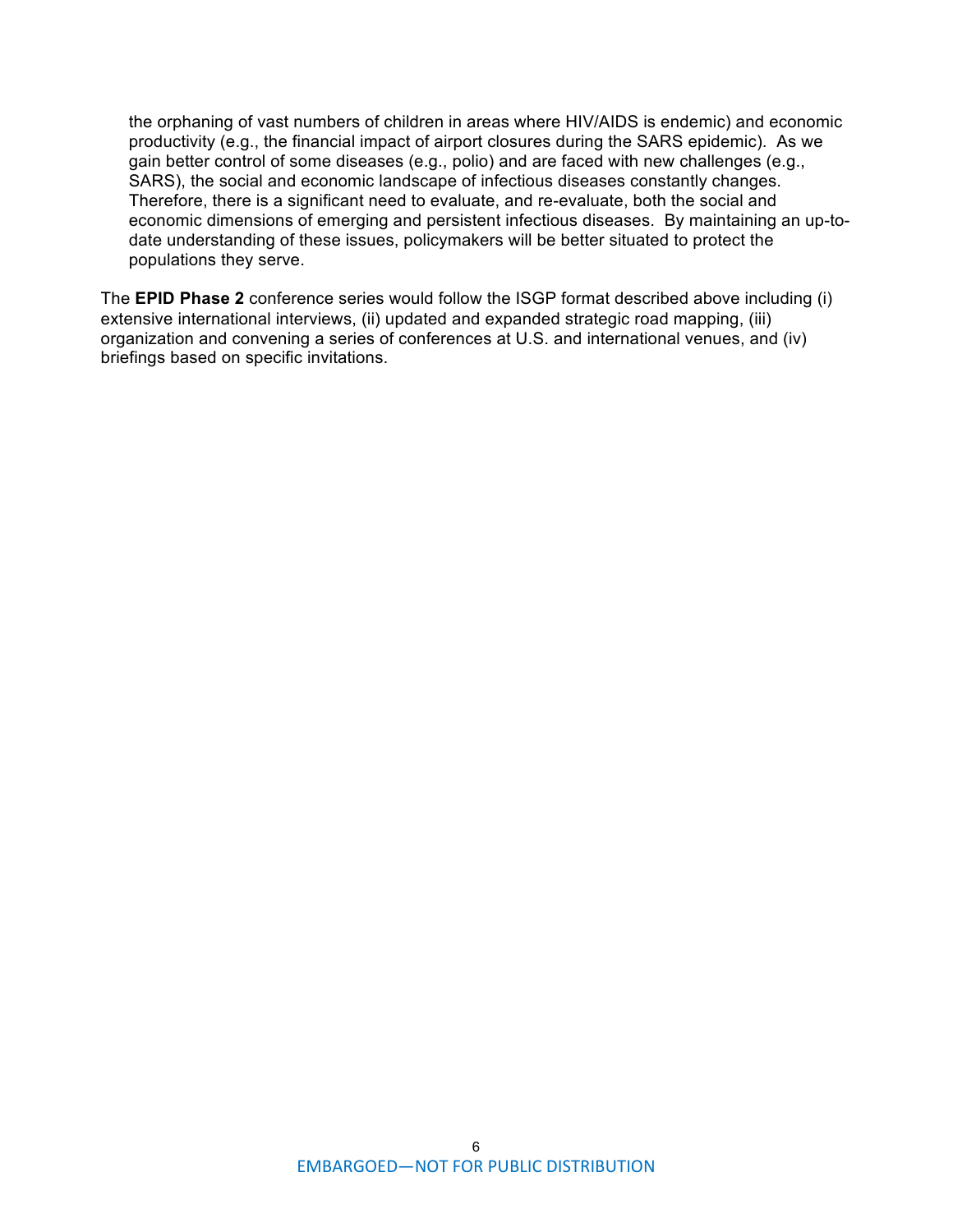the orphaning of vast numbers of children in areas where HIV/AIDS is endemic) and economic productivity (e.g., the financial impact of airport closures during the SARS epidemic). As we gain better control of some diseases (e.g., polio) and are faced with new challenges (e.g., SARS), the social and economic landscape of infectious diseases constantly changes. Therefore, there is a significant need to evaluate, and re-evaluate, both the social and economic dimensions of emerging and persistent infectious diseases. By maintaining an up-to-date understanding of these issues, policymakers will be better situated to protect the populations they serve.

The **EPID Phase 2** conference series would follow the ISGP format described above including (i) extensive international interviews, (ii) updated and expanded strategic road mapping, (iii) organization and convening a series of conferences at U.S. and international venues, and (iv) briefings based on specific invitations.